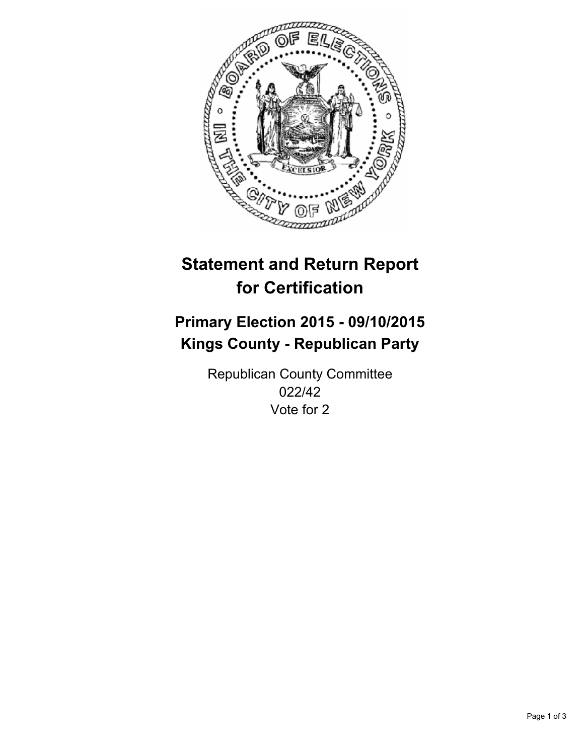# Statement and Return Report for Certification

## Primary Election 2015 - 09/10/2015
## Kings County - Republican Party

Republican County Committee
022/42
Vote for 2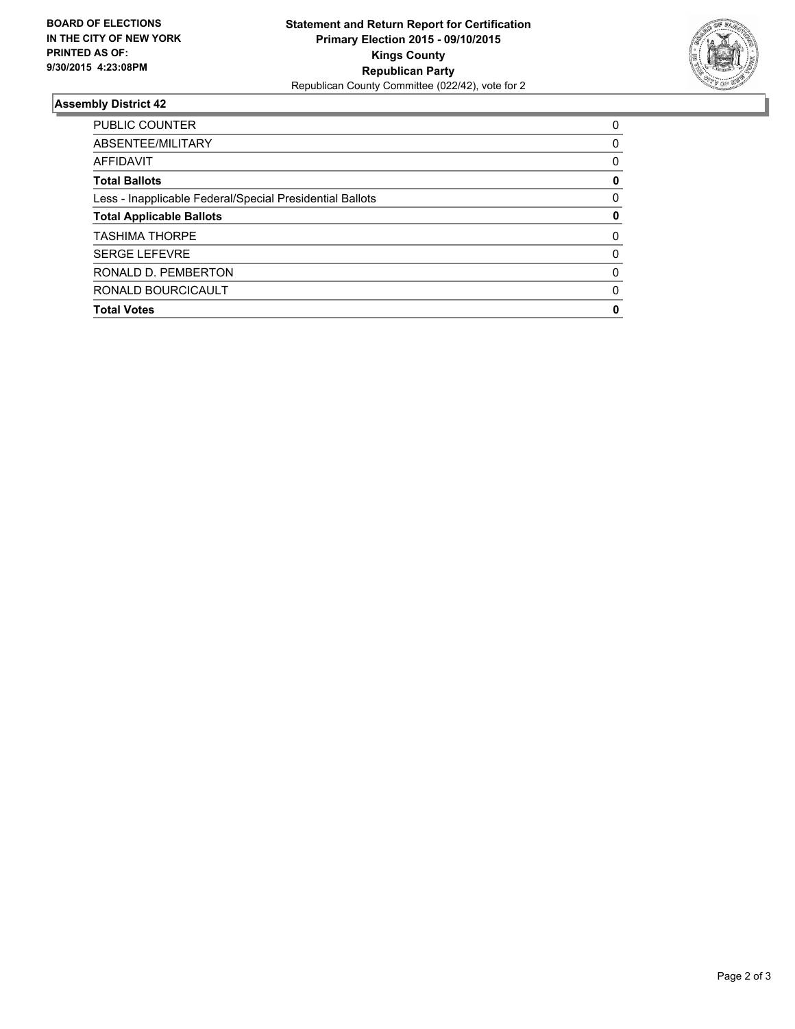**BOARD OF ELECTIONS IN THE CITY OF NEW YORK PRINTED AS OF: 9/30/2015 4:23:08PM**

**Statement and Return Report for Certification**
**Primary Election 2015 - 09/10/2015**
**Kings County**
**Republican Party**
Republican County Committee (022/42), vote for 2

## Assembly District 42

| | |
|---|---|
| PUBLIC COUNTER | 0 |
| ABSENTEE/MILITARY | 0 |
| AFFIDAVIT | 0 |
| **Total Ballots** | **0** |
| Less - Inapplicable Federal/Special Presidential Ballots | 0 |
| **Total Applicable Ballots** | **0** |
| TASHIMA THORPE | 0 |
| SERGE LEFEVRE | 0 |
| RONALD D. PEMBERTON | 0 |
| RONALD BOURCICAULT | 0 |
| **Total Votes** | **0** |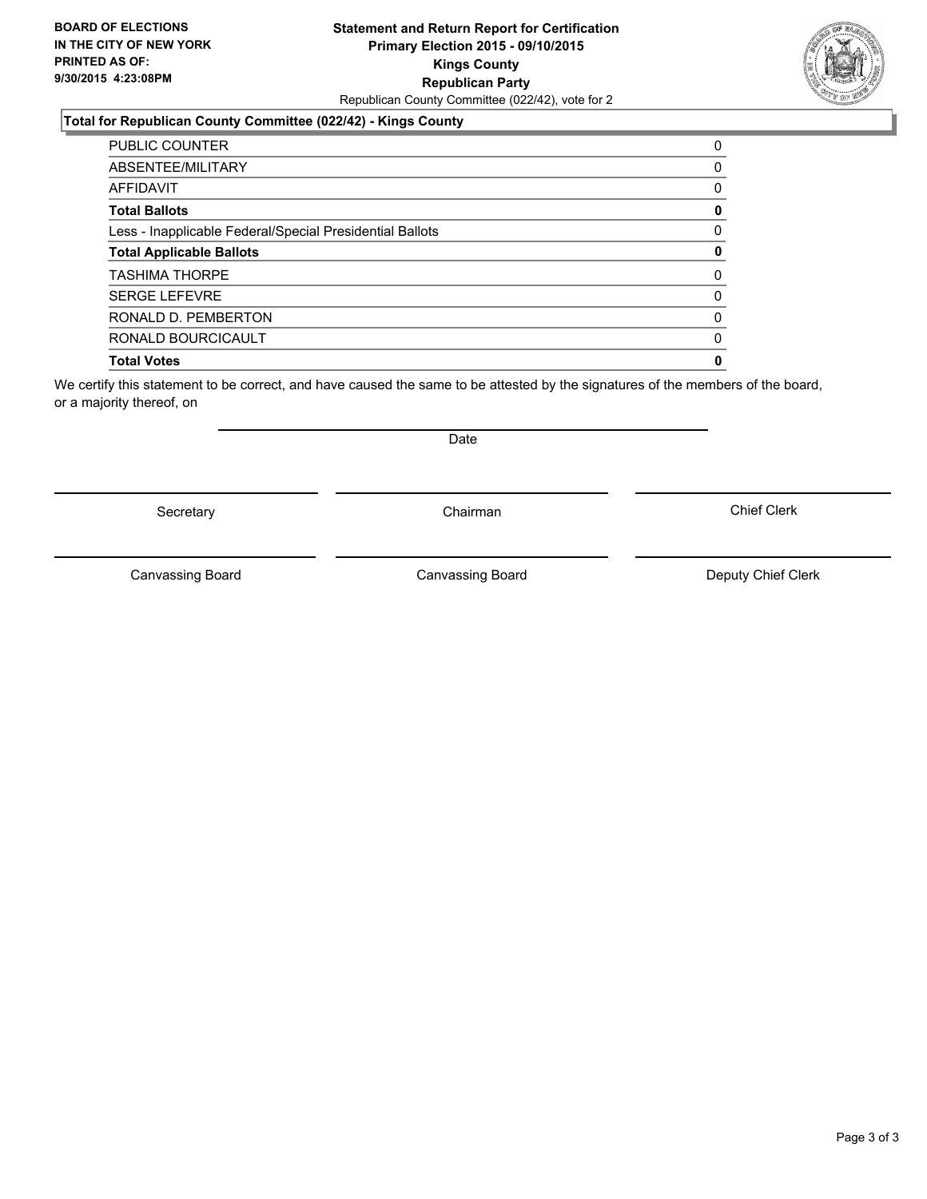**BOARD OF ELECTIONS IN THE CITY OF NEW YORK PRINTED AS OF: 9/30/2015 4:23:08PM**

**Statement and Return Report for Certification**
**Primary Election 2015 - 09/10/2015**
**Kings County**
**Republican Party**
Republican County Committee (022/42), vote for 2

### Total for Republican County Committee (022/42) - Kings County

| | |
|---|---|
| PUBLIC COUNTER | 0 |
| ABSENTEE/MILITARY | 0 |
| AFFIDAVIT | 0 |
| **Total Ballots** | **0** |
| Less - Inapplicable Federal/Special Presidential Ballots | 0 |
| **Total Applicable Ballots** | **0** |
| TASHIMA THORPE | 0 |
| SERGE LEFEVRE | 0 |
| RONALD D. PEMBERTON | 0 |
| RONALD BOURCICAULT | 0 |
| **Total Votes** | **0** |

We certify this statement to be correct, and have caused the same to be attested by the signatures of the members of the board, or a majority thereof, on

Date

Secretary | Chairman | Chief Clerk

Canvassing Board | Canvassing Board | Deputy Chief Clerk